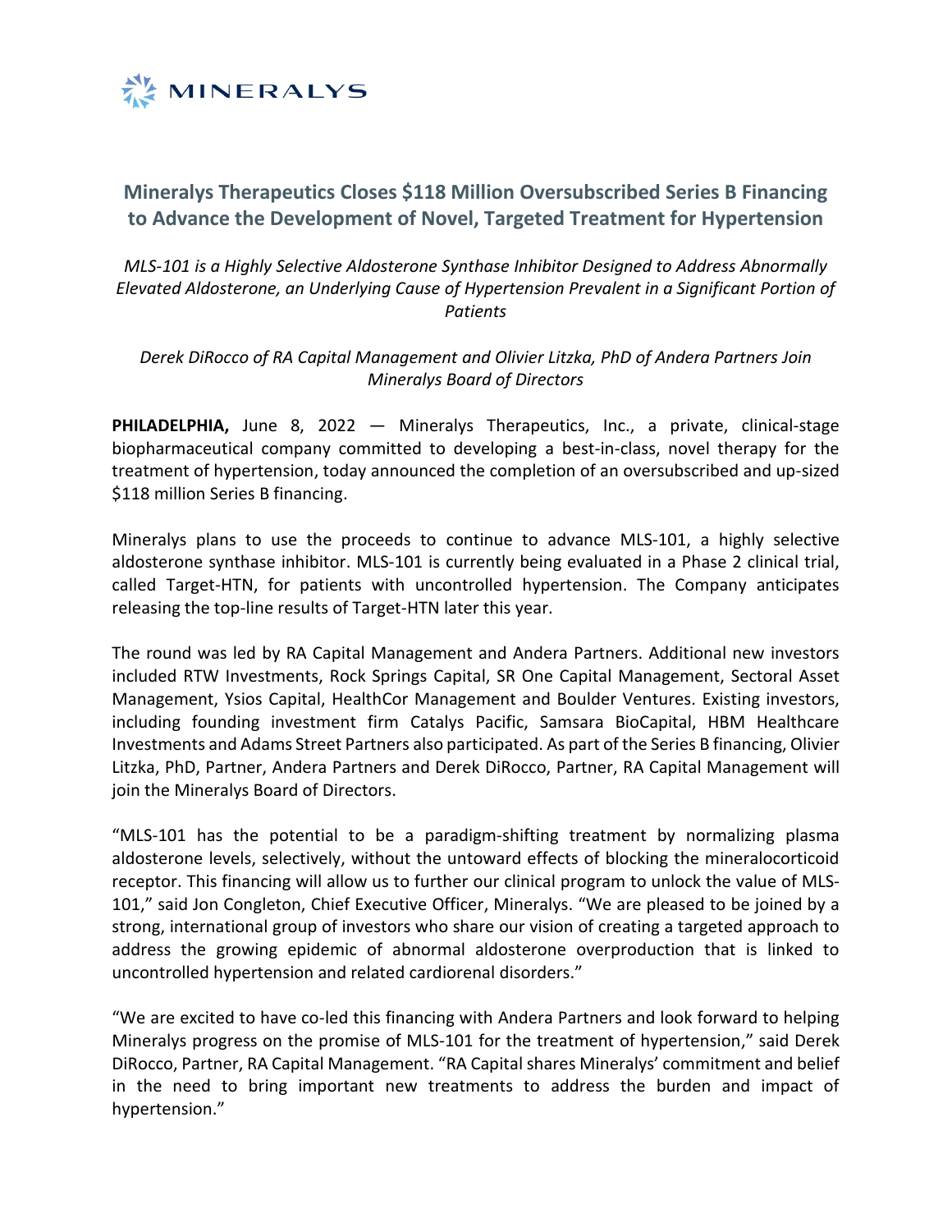# Mineralys Therapeutics Closes $118 Million Oversubscribed Series B Financing to Advance the Development of Novel, Targeted Treatment for Hypertension

*MLS-101 is a Highly Selective Aldosterone Synthase Inhibitor Designed to Address Abnormally Elevated Aldosterone, an Underlying Cause of Hypertension Prevalent in a Significant Portion of Patients*

*Derek DiRocco of RA Capital Management and Olivier Litzka, PhD of Andera Partners Join Mineralys Board of Directors*

**PHILADELPHIA,** June 8, 2022 — Mineralys Therapeutics, Inc., a private, clinical-stage biopharmaceutical company committed to developing a best-in-class, novel therapy for the treatment of hypertension, today announced the completion of an oversubscribed and up-sized $118 million Series B financing.

Mineralys plans to use the proceeds to continue to advance MLS-101, a highly selective aldosterone synthase inhibitor. MLS-101 is currently being evaluated in a Phase 2 clinical trial, called Target-HTN, for patients with uncontrolled hypertension. The Company anticipates releasing the top-line results of Target-HTN later this year.

The round was led by RA Capital Management and Andera Partners. Additional new investors included RTW Investments, Rock Springs Capital, SR One Capital Management, Sectoral Asset Management, Ysios Capital, HealthCor Management and Boulder Ventures. Existing investors, including founding investment firm Catalys Pacific, Samsara BioCapital, HBM Healthcare Investments and Adams Street Partners also participated. As part of the Series B financing, Olivier Litzka, PhD, Partner, Andera Partners and Derek DiRocco, Partner, RA Capital Management will join the Mineralys Board of Directors.

"MLS-101 has the potential to be a paradigm-shifting treatment by normalizing plasma aldosterone levels, selectively, without the untoward effects of blocking the mineralocorticoid receptor. This financing will allow us to further our clinical program to unlock the value of MLS-101," said Jon Congleton, Chief Executive Officer, Mineralys. "We are pleased to be joined by a strong, international group of investors who share our vision of creating a targeted approach to address the growing epidemic of abnormal aldosterone overproduction that is linked to uncontrolled hypertension and related cardiorenal disorders."

"We are excited to have co-led this financing with Andera Partners and look forward to helping Mineralys progress on the promise of MLS-101 for the treatment of hypertension," said Derek DiRocco, Partner, RA Capital Management. "RA Capital shares Mineralys' commitment and belief in the need to bring important new treatments to address the burden and impact of hypertension."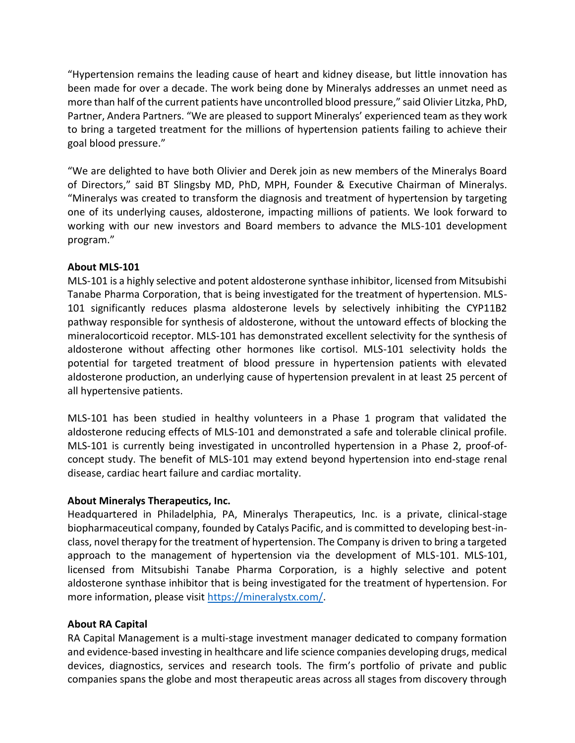"Hypertension remains the leading cause of heart and kidney disease, but little innovation has been made for over a decade. The work being done by Mineralys addresses an unmet need as more than half of the current patients have uncontrolled blood pressure," said Olivier Litzka, PhD, Partner, Andera Partners. "We are pleased to support Mineralys' experienced team as they work to bring a targeted treatment for the millions of hypertension patients failing to achieve their goal blood pressure."

"We are delighted to have both Olivier and Derek join as new members of the Mineralys Board of Directors," said BT Slingsby MD, PhD, MPH, Founder & Executive Chairman of Mineralys. "Mineralys was created to transform the diagnosis and treatment of hypertension by targeting one of its underlying causes, aldosterone, impacting millions of patients. We look forward to working with our new investors and Board members to advance the MLS-101 development program."

**About MLS-101**

MLS-101 is a highly selective and potent aldosterone synthase inhibitor, licensed from Mitsubishi Tanabe Pharma Corporation, that is being investigated for the treatment of hypertension. MLS-101 significantly reduces plasma aldosterone levels by selectively inhibiting the CYP11B2 pathway responsible for synthesis of aldosterone, without the untoward effects of blocking the mineralocorticoid receptor. MLS-101 has demonstrated excellent selectivity for the synthesis of aldosterone without affecting other hormones like cortisol. MLS-101 selectivity holds the potential for targeted treatment of blood pressure in hypertension patients with elevated aldosterone production, an underlying cause of hypertension prevalent in at least 25 percent of all hypertensive patients.

MLS-101 has been studied in healthy volunteers in a Phase 1 program that validated the aldosterone reducing effects of MLS-101 and demonstrated a safe and tolerable clinical profile. MLS-101 is currently being investigated in uncontrolled hypertension in a Phase 2, proof-of-concept study. The benefit of MLS-101 may extend beyond hypertension into end-stage renal disease, cardiac heart failure and cardiac mortality.

**About Mineralys Therapeutics, Inc.**

Headquartered in Philadelphia, PA, Mineralys Therapeutics, Inc. is a private, clinical-stage biopharmaceutical company, founded by Catalys Pacific, and is committed to developing best-in-class, novel therapy for the treatment of hypertension. The Company is driven to bring a targeted approach to the management of hypertension via the development of MLS-101. MLS-101, licensed from Mitsubishi Tanabe Pharma Corporation, is a highly selective and potent aldosterone synthase inhibitor that is being investigated for the treatment of hypertension. For more information, please visit https://mineralystx.com/.

**About RA Capital**

RA Capital Management is a multi-stage investment manager dedicated to company formation and evidence-based investing in healthcare and life science companies developing drugs, medical devices, diagnostics, services and research tools. The firm's portfolio of private and public companies spans the globe and most therapeutic areas across all stages from discovery through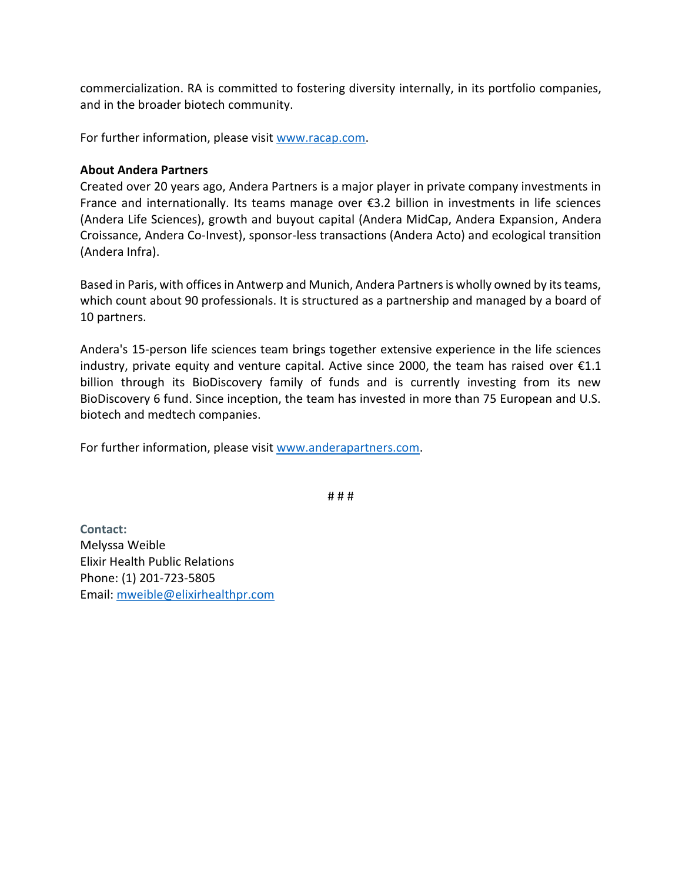commercialization. RA is committed to fostering diversity internally, in its portfolio companies, and in the broader biotech community.

For further information, please visit www.racap.com.

**About Andera Partners**

Created over 20 years ago, Andera Partners is a major player in private company investments in France and internationally. Its teams manage over €3.2 billion in investments in life sciences (Andera Life Sciences), growth and buyout capital (Andera MidCap, Andera Expansion, Andera Croissance, Andera Co-Invest), sponsor-less transactions (Andera Acto) and ecological transition (Andera Infra).

Based in Paris, with offices in Antwerp and Munich, Andera Partners is wholly owned by its teams, which count about 90 professionals. It is structured as a partnership and managed by a board of 10 partners.

Andera's 15-person life sciences team brings together extensive experience in the life sciences industry, private equity and venture capital. Active since 2000, the team has raised over €1.1 billion through its BioDiscovery family of funds and is currently investing from its new BioDiscovery 6 fund. Since inception, the team has invested in more than 75 European and U.S. biotech and medtech companies.

For further information, please visit www.anderapartners.com.

# # #

**Contact:**
Melyssa Weible
Elixir Health Public Relations
Phone: (1) 201-723-5805
Email: mweible@elixirhealthpr.com